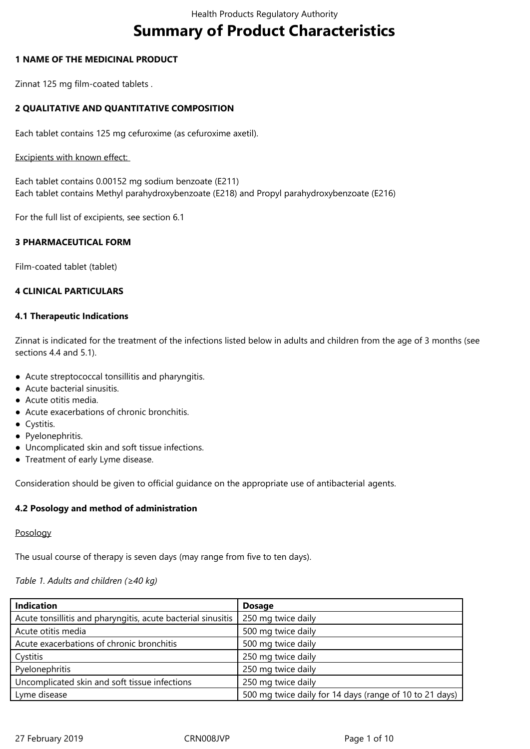# Summary of Product Characteristics

## 1 NAME OF THE MEDICINAL PRODUCT

Zinnat 125 mg film-coated tablets .

## 2 QUALITATIVE AND QUANTITATIVE COMPOSITION

Each tablet contains 125 mg cefuroxime (as cefuroxime axetil).

Excipients with known effect:

Each tablet contains 0.00152 mg sodium benzoate (E211)
Each tablet contains Methyl parahydroxybenzoate (E218) and Propyl parahydroxybenzoate (E216)

For the full list of excipients, see section 6.1

## 3 PHARMACEUTICAL FORM

Film-coated tablet (tablet)

## 4 CLINICAL PARTICULARS

### 4.1 Therapeutic Indications

Zinnat is indicated for the treatment of the infections listed below in adults and children from the age of 3 months (see sections 4.4 and 5.1).

- Acute streptococcal tonsillitis and pharyngitis.
- Acute bacterial sinusitis.
- Acute otitis media.
- Acute exacerbations of chronic bronchitis.
- Cystitis.
- Pyelonephritis.
- Uncomplicated skin and soft tissue infections.
- Treatment of early Lyme disease.

Consideration should be given to official guidance on the appropriate use of antibacterial agents.

### 4.2 Posology and method of administration

Posology

The usual course of therapy is seven days (may range from five to ten days).

*Table 1. Adults and children (≥40 kg)*

| Indication | Dosage |
|---|---|
| Acute tonsillitis and pharyngitis, acute bacterial sinusitis | 250 mg twice daily |
| Acute otitis media | 500 mg twice daily |
| Acute exacerbations of chronic bronchitis | 500 mg twice daily |
| Cystitis | 250 mg twice daily |
| Pyelonephritis | 250 mg twice daily |
| Uncomplicated skin and soft tissue infections | 250 mg twice daily |
| Lyme disease | 500 mg twice daily for 14 days (range of 10 to 21 days) |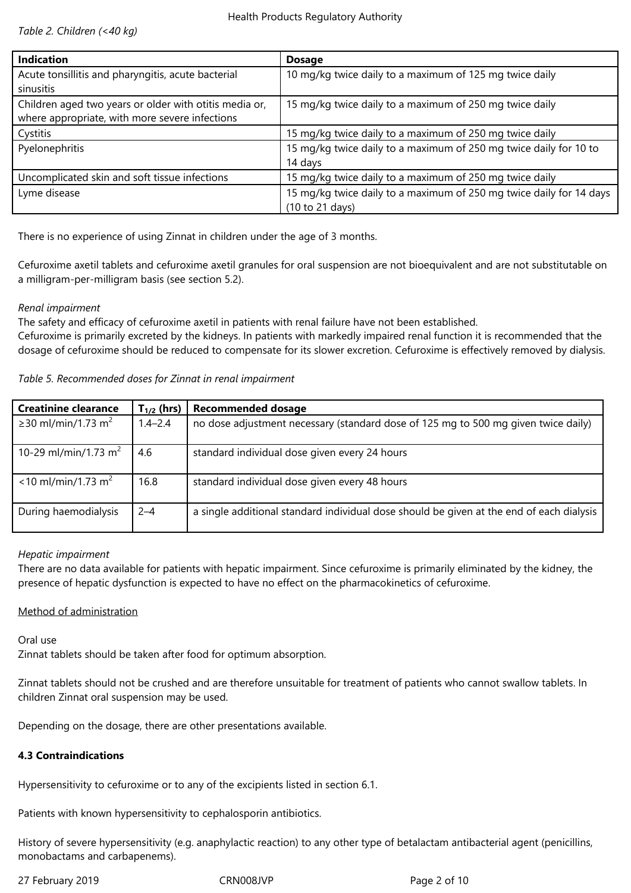*Table 2. Children (<40 kg)*

| Indication | Dosage |
|---|---|
| Acute tonsillitis and pharyngitis, acute bacterial sinusitis | 10 mg/kg twice daily to a maximum of 125 mg twice daily |
| Children aged two years or older with otitis media or, where appropriate, with more severe infections | 15 mg/kg twice daily to a maximum of 250 mg twice daily |
| Cystitis | 15 mg/kg twice daily to a maximum of 250 mg twice daily |
| Pyelonephritis | 15 mg/kg twice daily to a maximum of 250 mg twice daily for 10 to 14 days |
| Uncomplicated skin and soft tissue infections | 15 mg/kg twice daily to a maximum of 250 mg twice daily |
| Lyme disease | 15 mg/kg twice daily to a maximum of 250 mg twice daily for 14 days (10 to 21 days) |

There is no experience of using Zinnat in children under the age of 3 months.

Cefuroxime axetil tablets and cefuroxime axetil granules for oral suspension are not bioequivalent and are not substitutable on a milligram-per-milligram basis (see section 5.2).

*Renal impairment*

The safety and efficacy of cefuroxime axetil in patients with renal failure have not been established.

Cefuroxime is primarily excreted by the kidneys. In patients with markedly impaired renal function it is recommended that the dosage of cefuroxime should be reduced to compensate for its slower excretion. Cefuroxime is effectively removed by dialysis.

*Table 5. Recommended doses for Zinnat in renal impairment*

| Creatinine clearance | $T_{1/2}$ (hrs) | Recommended dosage |
|---|---|---|
| ≥30 ml/min/1.73 $m^2$ | 1.4–2.4 | no dose adjustment necessary (standard dose of 125 mg to 500 mg given twice daily) |
| 10-29 ml/min/1.73 $m^2$ | 4.6 | standard individual dose given every 24 hours |
| <10 ml/min/1.73 $m^2$ | 16.8 | standard individual dose given every 48 hours |
| During haemodialysis | 2–4 | a single additional standard individual dose should be given at the end of each dialysis |

*Hepatic impairment*

There are no data available for patients with hepatic impairment. Since cefuroxime is primarily eliminated by the kidney, the presence of hepatic dysfunction is expected to have no effect on the pharmacokinetics of cefuroxime.

Method of administration

Oral use

Zinnat tablets should be taken after food for optimum absorption.

Zinnat tablets should not be crushed and are therefore unsuitable for treatment of patients who cannot swallow tablets. In children Zinnat oral suspension may be used.

Depending on the dosage, there are other presentations available.

**4.3 Contraindications**

Hypersensitivity to cefuroxime or to any of the excipients listed in section 6.1.

Patients with known hypersensitivity to cephalosporin antibiotics.

History of severe hypersensitivity (e.g. anaphylactic reaction) to any other type of betalactam antibacterial agent (penicillins, monobactams and carbapenems).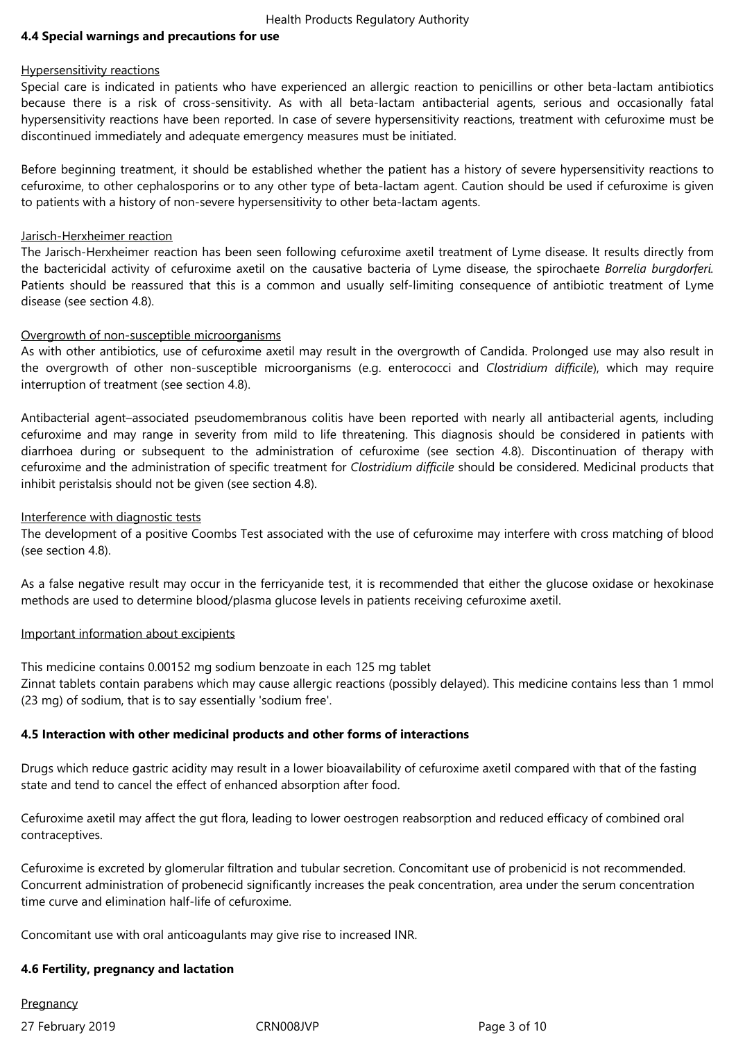## 4.4 Special warnings and precautions for use

Hypersensitivity reactions

Special care is indicated in patients who have experienced an allergic reaction to penicillins or other beta-lactam antibiotics because there is a risk of cross-sensitivity. As with all beta-lactam antibacterial agents, serious and occasionally fatal hypersensitivity reactions have been reported. In case of severe hypersensitivity reactions, treatment with cefuroxime must be discontinued immediately and adequate emergency measures must be initiated.

Before beginning treatment, it should be established whether the patient has a history of severe hypersensitivity reactions to cefuroxime, to other cephalosporins or to any other type of beta-lactam agent. Caution should be used if cefuroxime is given to patients with a history of non-severe hypersensitivity to other beta-lactam agents.

Jarisch-Herxheimer reaction

The Jarisch-Herxheimer reaction has been seen following cefuroxime axetil treatment of Lyme disease. It results directly from the bactericidal activity of cefuroxime axetil on the causative bacteria of Lyme disease, the spirochaete *Borrelia burgdorferi*. Patients should be reassured that this is a common and usually self-limiting consequence of antibiotic treatment of Lyme disease (see section 4.8).

Overgrowth of non-susceptible microorganisms

As with other antibiotics, use of cefuroxime axetil may result in the overgrowth of Candida. Prolonged use may also result in the overgrowth of other non-susceptible microorganisms (e.g. enterococci and *Clostridium difficile*), which may require interruption of treatment (see section 4.8).

Antibacterial agent–associated pseudomembranous colitis have been reported with nearly all antibacterial agents, including cefuroxime and may range in severity from mild to life threatening. This diagnosis should be considered in patients with diarrhoea during or subsequent to the administration of cefuroxime (see section 4.8). Discontinuation of therapy with cefuroxime and the administration of specific treatment for *Clostridium difficile* should be considered. Medicinal products that inhibit peristalsis should not be given (see section 4.8).

Interference with diagnostic tests

The development of a positive Coombs Test associated with the use of cefuroxime may interfere with cross matching of blood (see section 4.8).

As a false negative result may occur in the ferricyanide test, it is recommended that either the glucose oxidase or hexokinase methods are used to determine blood/plasma glucose levels in patients receiving cefuroxime axetil.

Important information about excipients

This medicine contains 0.00152 mg sodium benzoate in each 125 mg tablet
Zinnat tablets contain parabens which may cause allergic reactions (possibly delayed). This medicine contains less than 1 mmol (23 mg) of sodium, that is to say essentially 'sodium free'.

## 4.5 Interaction with other medicinal products and other forms of interactions

Drugs which reduce gastric acidity may result in a lower bioavailability of cefuroxime axetil compared with that of the fasting state and tend to cancel the effect of enhanced absorption after food.

Cefuroxime axetil may affect the gut flora, leading to lower oestrogen reabsorption and reduced efficacy of combined oral contraceptives.

Cefuroxime is excreted by glomerular filtration and tubular secretion. Concomitant use of probenicid is not recommended. Concurrent administration of probenecid significantly increases the peak concentration, area under the serum concentration time curve and elimination half-life of cefuroxime.

Concomitant use with oral anticoagulants may give rise to increased INR.

## 4.6 Fertility, pregnancy and lactation

Pregnancy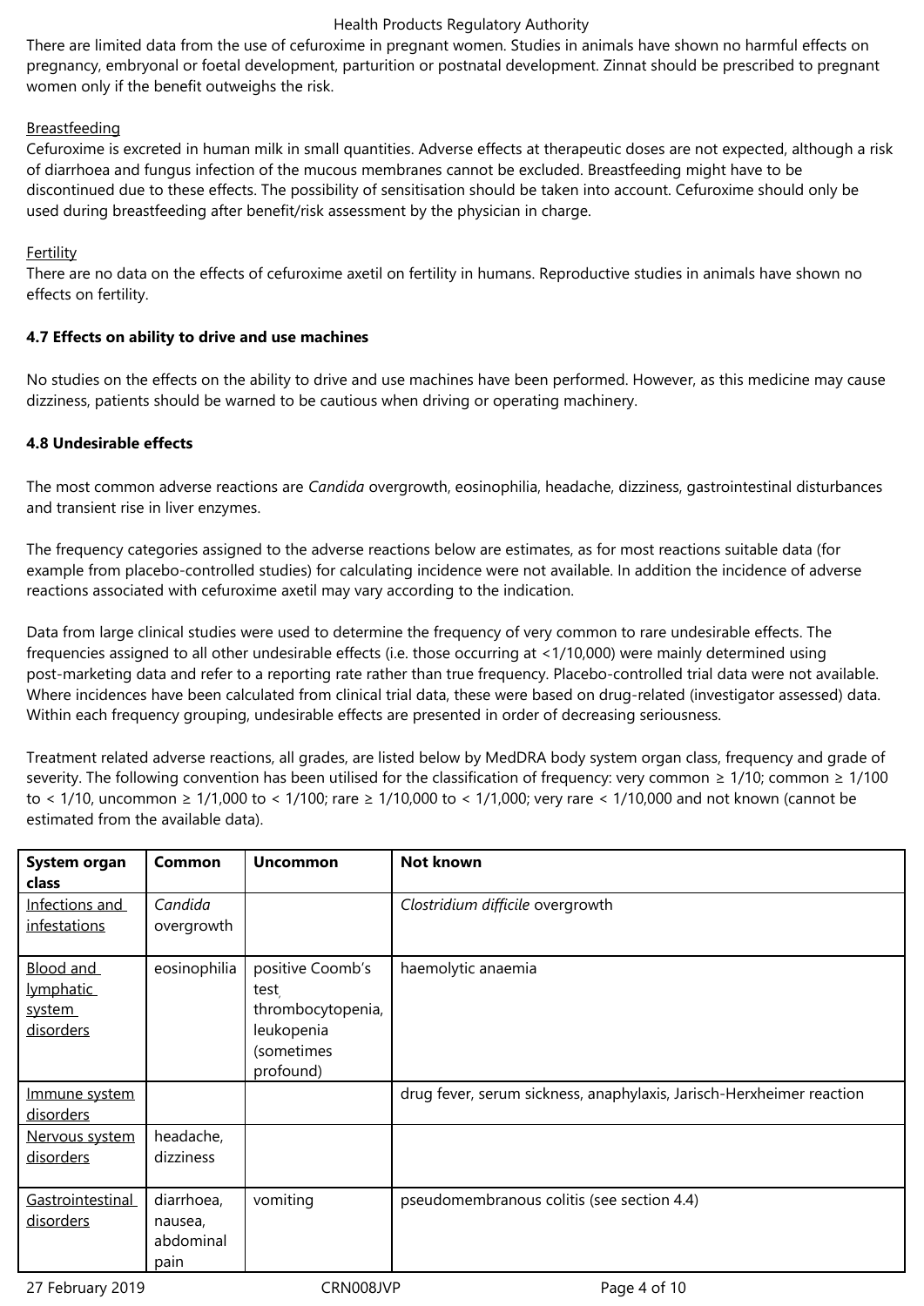There are limited data from the use of cefuroxime in pregnant women. Studies in animals have shown no harmful effects on pregnancy, embryonal or foetal development, parturition or postnatal development. Zinnat should be prescribed to pregnant women only if the benefit outweighs the risk.

Breastfeeding

Cefuroxime is excreted in human milk in small quantities. Adverse effects at therapeutic doses are not expected, although a risk of diarrhoea and fungus infection of the mucous membranes cannot be excluded. Breastfeeding might have to be discontinued due to these effects. The possibility of sensitisation should be taken into account. Cefuroxime should only be used during breastfeeding after benefit/risk assessment by the physician in charge.

Fertility

There are no data on the effects of cefuroxime axetil on fertility in humans. Reproductive studies in animals have shown no effects on fertility.

**4.7 Effects on ability to drive and use machines**

No studies on the effects on the ability to drive and use machines have been performed. However, as this medicine may cause dizziness, patients should be warned to be cautious when driving or operating machinery.

**4.8 Undesirable effects**

The most common adverse reactions are *Candida* overgrowth, eosinophilia, headache, dizziness, gastrointestinal disturbances and transient rise in liver enzymes.

The frequency categories assigned to the adverse reactions below are estimates, as for most reactions suitable data (for example from placebo-controlled studies) for calculating incidence were not available. In addition the incidence of adverse reactions associated with cefuroxime axetil may vary according to the indication.

Data from large clinical studies were used to determine the frequency of very common to rare undesirable effects. The frequencies assigned to all other undesirable effects (i.e. those occurring at <1/10,000) were mainly determined using post-marketing data and refer to a reporting rate rather than true frequency. Placebo-controlled trial data were not available. Where incidences have been calculated from clinical trial data, these were based on drug-related (investigator assessed) data. Within each frequency grouping, undesirable effects are presented in order of decreasing seriousness.

Treatment related adverse reactions, all grades, are listed below by MedDRA body system organ class, frequency and grade of severity. The following convention has been utilised for the classification of frequency: very common ≥ 1/10; common ≥ 1/100 to < 1/10, uncommon ≥ 1/1,000 to < 1/100; rare ≥ 1/10,000 to < 1/1,000; very rare < 1/10,000 and not known (cannot be estimated from the available data).

| System organ class | Common | Uncommon | Not known |
|---|---|---|---|
| Infections and infestations | *Candida* overgrowth | | *Clostridium difficile* overgrowth |
| Blood and lymphatic system disorders | eosinophilia | positive Coomb's test, thrombocytopenia, leukopenia (sometimes profound) | haemolytic anaemia |
| Immune system disorders | | | drug fever, serum sickness, anaphylaxis, Jarisch-Herxheimer reaction |
| Nervous system disorders | headache, dizziness | | |
| Gastrointestinal disorders | diarrhoea, nausea, abdominal pain | vomiting | pseudomembranous colitis (see section 4.4) |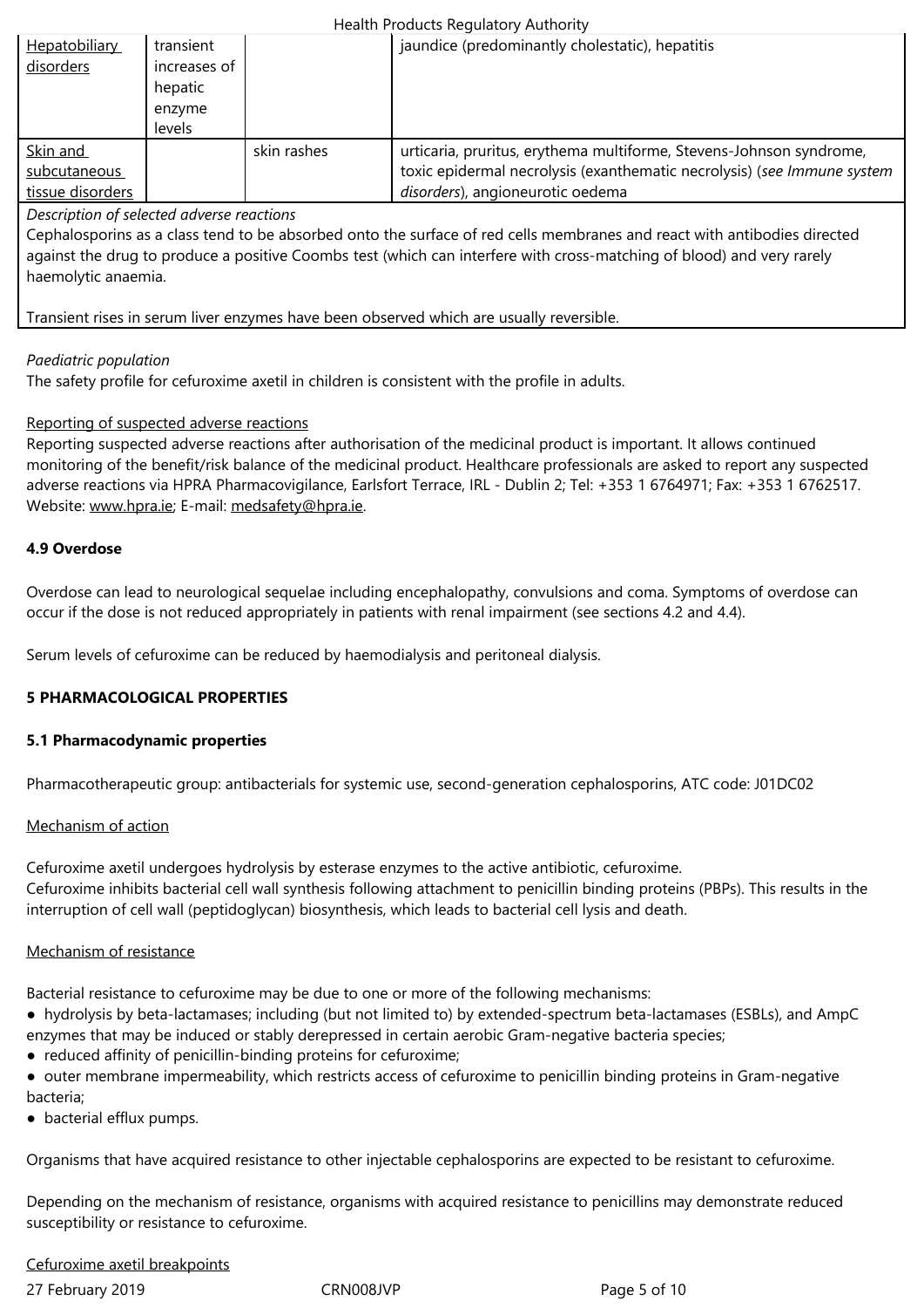| Hepatobiliary disorders | transient increases of hepatic enzyme levels | | jaundice (predominantly cholestatic), hepatitis |
|---|---|---|---|
| Skin and subcutaneous tissue disorders | | skin rashes | urticaria, pruritus, erythema multiforme, Stevens-Johnson syndrome, toxic epidermal necrolysis (exanthematic necrolysis) (*see Immune system disorders*), angioneurotic oedema |

*Description of selected adverse reactions*

Cephalosporins as a class tend to be absorbed onto the surface of red cells membranes and react with antibodies directed against the drug to produce a positive Coombs test (which can interfere with cross-matching of blood) and very rarely haemolytic anaemia.

Transient rises in serum liver enzymes have been observed which are usually reversible.

*Paediatric population*

The safety profile for cefuroxime axetil in children is consistent with the profile in adults.

Reporting of suspected adverse reactions

Reporting suspected adverse reactions after authorisation of the medicinal product is important. It allows continued monitoring of the benefit/risk balance of the medicinal product. Healthcare professionals are asked to report any suspected adverse reactions via HPRA Pharmacovigilance, Earlsfort Terrace, IRL - Dublin 2; Tel: +353 1 6764971; Fax: +353 1 6762517. Website: www.hpra.ie; E-mail: medsafety@hpra.ie.

**4.9 Overdose**

Overdose can lead to neurological sequelae including encephalopathy, convulsions and coma. Symptoms of overdose can occur if the dose is not reduced appropriately in patients with renal impairment (see sections 4.2 and 4.4).

Serum levels of cefuroxime can be reduced by haemodialysis and peritoneal dialysis.

**5 PHARMACOLOGICAL PROPERTIES**

**5.1 Pharmacodynamic properties**

Pharmacotherapeutic group: antibacterials for systemic use, second-generation cephalosporins, ATC code: J01DC02

Mechanism of action

Cefuroxime axetil undergoes hydrolysis by esterase enzymes to the active antibiotic, cefuroxime.
Cefuroxime inhibits bacterial cell wall synthesis following attachment to penicillin binding proteins (PBPs). This results in the interruption of cell wall (peptidoglycan) biosynthesis, which leads to bacterial cell lysis and death.

Mechanism of resistance

Bacterial resistance to cefuroxime may be due to one or more of the following mechanisms:

- hydrolysis by beta-lactamases; including (but not limited to) by extended-spectrum beta-lactamases (ESBLs), and AmpC enzymes that may be induced or stably derepressed in certain aerobic Gram-negative bacteria species;
- reduced affinity of penicillin-binding proteins for cefuroxime;
- outer membrane impermeability, which restricts access of cefuroxime to penicillin binding proteins in Gram-negative bacteria;
- bacterial efflux pumps.

Organisms that have acquired resistance to other injectable cephalosporins are expected to be resistant to cefuroxime.

Depending on the mechanism of resistance, organisms with acquired resistance to penicillins may demonstrate reduced susceptibility or resistance to cefuroxime.

Cefuroxime axetil breakpoints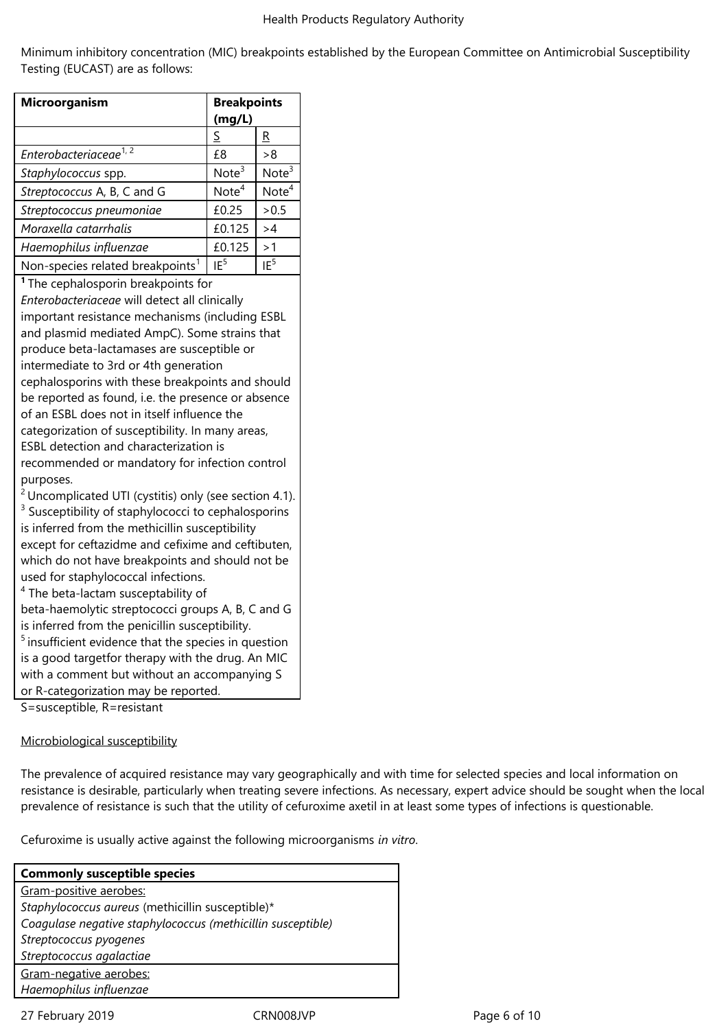Minimum inhibitory concentration (MIC) breakpoints established by the European Committee on Antimicrobial Susceptibility Testing (EUCAST) are as follows:

| Microorganism | Breakpoints (mg/L) | |
|---|---|---|
| | S | R |
| *Enterobacteriaceae*[1, 2] | £8 | >8 |
| *Staphylococcus* spp. | Note[3] | Note[3] |
| *Streptococcus* A, B, C and G | Note[4] | Note[4] |
| *Streptococcus pneumoniae* | £0.25 | >0.5 |
| *Moraxella catarrhalis* | £0.125 | >4 |
| *Haemophilus influenzae* | £0.125 | >1 |
| Non-species related breakpoints[1] | IE[5] | IE[5] |

**1** The cephalosporin breakpoints for *Enterobacteriaceae* will detect all clinically important resistance mechanisms (including ESBL and plasmid mediated AmpC). Some strains that produce beta-lactamases are susceptible or intermediate to 3rd or 4th generation cephalosporins with these breakpoints and should be reported as found, i.e. the presence or absence of an ESBL does not in itself influence the categorization of susceptibility. In many areas, ESBL detection and characterization is recommended or mandatory for infection control purposes.

[2] Uncomplicated UTI (cystitis) only (see section 4.1).

[3] Susceptibility of staphylococci to cephalosporins is inferred from the methicillin susceptibility except for ceftazidme and cefixime and ceftibuten, which do not have breakpoints and should not be used for staphylococcal infections.

[4] The beta-lactam susceptability of beta-haemolytic streptococci groups A, B, C and G is inferred from the penicillin susceptibility.

[5] insufficient evidence that the species in question is a good targetfor therapy with the drug. An MIC with a comment but without an accompanying S or R-categorization may be reported.

S=susceptible, R=resistant

Microbiological susceptibility

The prevalence of acquired resistance may vary geographically and with time for selected species and local information on resistance is desirable, particularly when treating severe infections. As necessary, expert advice should be sought when the local prevalence of resistance is such that the utility of cefuroxime axetil in at least some types of infections is questionable.

Cefuroxime is usually active against the following microorganisms *in vitro*.

| **Commonly susceptible species** |
|---|
| Gram-positive aerobes: |
| *Staphylococcus aureus* (methicillin susceptible)* |
| *Coagulase negative staphylococcus (methicillin susceptible)* |
| *Streptococcus pyogenes* |
| *Streptococcus agalactiae* |
| Gram-negative aerobes: |
| *Haemophilus influenzae* |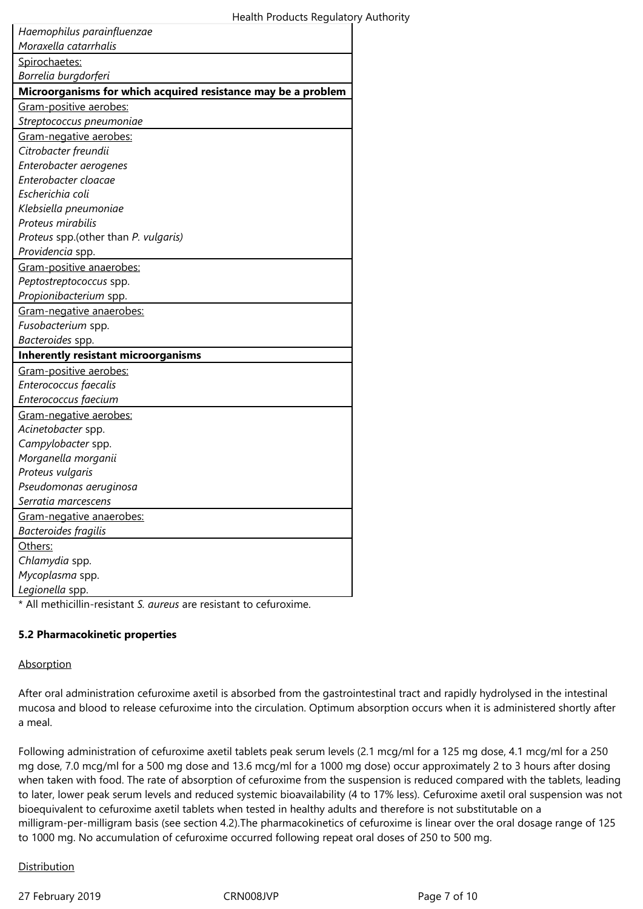| |
|---|
| *Haemophilus parainfluenzae* |
| *Moraxella catarrhalis* |
| Spirochaetes: |
| *Borrelia burgdorferi* |
| **Microorganisms for which acquired resistance may be a problem** |
| Gram-positive aerobes: |
| *Streptococcus pneumoniae* |
| Gram-negative aerobes: |
| *Citrobacter freundii* |
| *Enterobacter aerogenes* |
| *Enterobacter cloacae* |
| *Escherichia coli* |
| *Klebsiella pneumoniae* |
| *Proteus mirabilis* |
| *Proteus* spp.(other than *P. vulgaris)* |
| *Providencia* spp. |
| Gram-positive anaerobes: |
| *Peptostreptococcus* spp. |
| *Propionibacterium* spp. |
| Gram-negative anaerobes: |
| *Fusobacterium* spp. |
| *Bacteroides* spp. |
| **Inherently resistant microorganisms** |
| Gram-positive aerobes: |
| *Enterococcus faecalis* |
| *Enterococcus faecium* |
| Gram-negative aerobes: |
| *Acinetobacter* spp. |
| *Campylobacter* spp. |
| *Morganella morganii* |
| *Proteus vulgaris* |
| *Pseudomonas aeruginosa* |
| *Serratia marcescens* |
| Gram-negative anaerobes: |
| *Bacteroides fragilis* |
| Others: |
| *Chlamydia* spp. |
| *Mycoplasma* spp. |
| *Legionella* spp. |

* All methicillin-resistant *S. aureus* are resistant to cefuroxime.

**5.2 Pharmacokinetic properties**

Absorption

After oral administration cefuroxime axetil is absorbed from the gastrointestinal tract and rapidly hydrolysed in the intestinal mucosa and blood to release cefuroxime into the circulation. Optimum absorption occurs when it is administered shortly after a meal.

Following administration of cefuroxime axetil tablets peak serum levels (2.1 mcg/ml for a 125 mg dose, 4.1 mcg/ml for a 250 mg dose, 7.0 mcg/ml for a 500 mg dose and 13.6 mcg/ml for a 1000 mg dose) occur approximately 2 to 3 hours after dosing when taken with food. The rate of absorption of cefuroxime from the suspension is reduced compared with the tablets, leading to later, lower peak serum levels and reduced systemic bioavailability (4 to 17% less). Cefuroxime axetil oral suspension was not bioequivalent to cefuroxime axetil tablets when tested in healthy adults and therefore is not substitutable on a milligram-per-milligram basis (see section 4.2).The pharmacokinetics of cefuroxime is linear over the oral dosage range of 125 to 1000 mg. No accumulation of cefuroxime occurred following repeat oral doses of 250 to 500 mg.

Distribution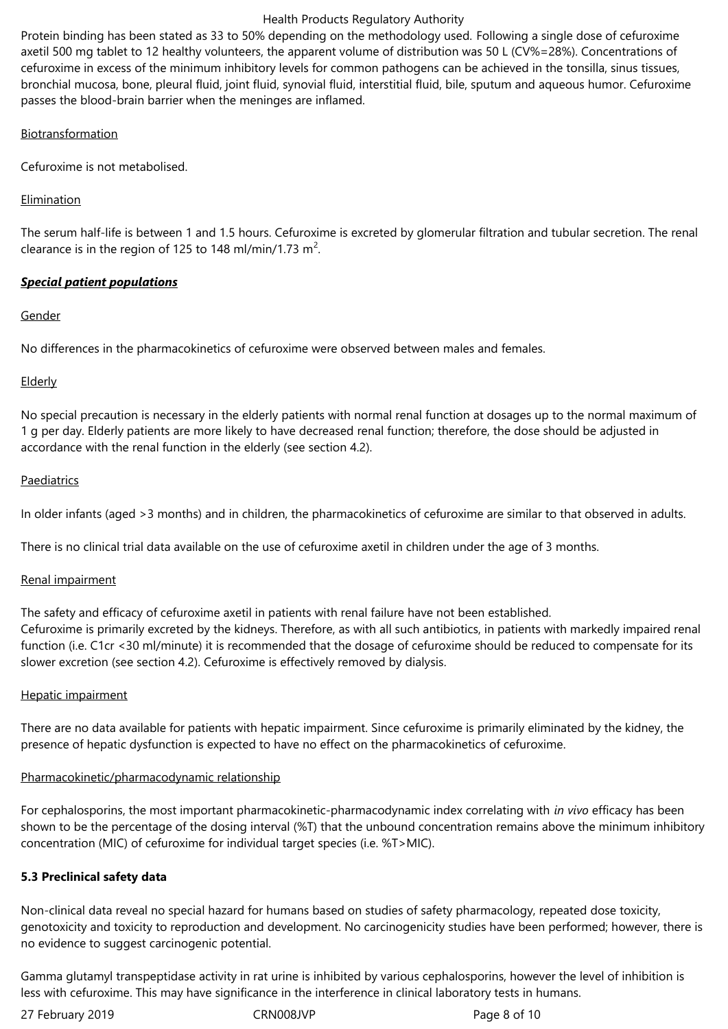Protein binding has been stated as 33 to 50% depending on the methodology used. Following a single dose of cefuroxime axetil 500 mg tablet to 12 healthy volunteers, the apparent volume of distribution was 50 L (CV%=28%). Concentrations of cefuroxime in excess of the minimum inhibitory levels for common pathogens can be achieved in the tonsilla, sinus tissues, bronchial mucosa, bone, pleural fluid, joint fluid, synovial fluid, interstitial fluid, bile, sputum and aqueous humor. Cefuroxime passes the blood-brain barrier when the meninges are inflamed.

Biotransformation

Cefuroxime is not metabolised.

Elimination

The serum half-life is between 1 and 1.5 hours. Cefuroxime is excreted by glomerular filtration and tubular secretion. The renal clearance is in the region of 125 to 148 ml/min/1.73 $m^2$.

***Special patient populations***

Gender

No differences in the pharmacokinetics of cefuroxime were observed between males and females.

Elderly

No special precaution is necessary in the elderly patients with normal renal function at dosages up to the normal maximum of 1 g per day. Elderly patients are more likely to have decreased renal function; therefore, the dose should be adjusted in accordance with the renal function in the elderly (see section 4.2).

Paediatrics

In older infants (aged >3 months) and in children, the pharmacokinetics of cefuroxime are similar to that observed in adults.

There is no clinical trial data available on the use of cefuroxime axetil in children under the age of 3 months.

Renal impairment

The safety and efficacy of cefuroxime axetil in patients with renal failure have not been established.
Cefuroxime is primarily excreted by the kidneys. Therefore, as with all such antibiotics, in patients with markedly impaired renal function (i.e. C1cr <30 ml/minute) it is recommended that the dosage of cefuroxime should be reduced to compensate for its slower excretion (see section 4.2). Cefuroxime is effectively removed by dialysis.

Hepatic impairment

There are no data available for patients with hepatic impairment. Since cefuroxime is primarily eliminated by the kidney, the presence of hepatic dysfunction is expected to have no effect on the pharmacokinetics of cefuroxime.

Pharmacokinetic/pharmacodynamic relationship

For cephalosporins, the most important pharmacokinetic-pharmacodynamic index correlating with *in vivo* efficacy has been shown to be the percentage of the dosing interval (%T) that the unbound concentration remains above the minimum inhibitory concentration (MIC) of cefuroxime for individual target species (i.e. %T>MIC).

**5.3 Preclinical safety data**

Non-clinical data reveal no special hazard for humans based on studies of safety pharmacology, repeated dose toxicity, genotoxicity and toxicity to reproduction and development. No carcinogenicity studies have been performed; however, there is no evidence to suggest carcinogenic potential.

Gamma glutamyl transpeptidase activity in rat urine is inhibited by various cephalosporins, however the level of inhibition is less with cefuroxime. This may have significance in the interference in clinical laboratory tests in humans.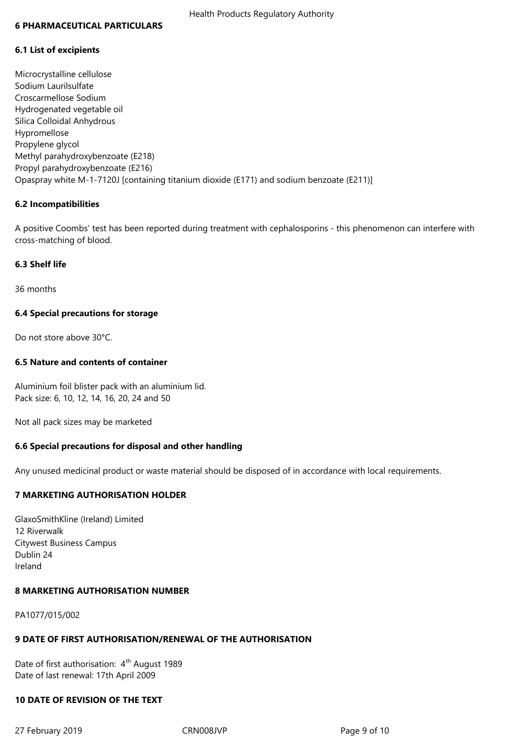## 6 PHARMACEUTICAL PARTICULARS

### 6.1 List of excipients

Microcrystalline cellulose
Sodium Laurilsulfate
Croscarmellose Sodium
Hydrogenated vegetable oil
Silica Colloidal Anhydrous
Hypromellose
Propylene glycol
Methyl parahydroxybenzoate (E218)
Propyl parahydroxybenzoate (E216)
Opaspray white M-1-7120J [containing titanium dioxide (E171) and sodium benzoate (E211)]

### 6.2 Incompatibilities

A positive Coombs' test has been reported during treatment with cephalosporins - this phenomenon can interfere with cross-matching of blood.

### 6.3 Shelf life

36 months

### 6.4 Special precautions for storage

Do not store above 30°C.

### 6.5 Nature and contents of container

Aluminium foil blister pack with an aluminium lid.
Pack size: 6, 10, 12, 14, 16, 20, 24 and 50

Not all pack sizes may be marketed

### 6.6 Special precautions for disposal and other handling

Any unused medicinal product or waste material should be disposed of in accordance with local requirements.

## 7 MARKETING AUTHORISATION HOLDER

GlaxoSmithKline (Ireland) Limited
12 Riverwalk
Citywest Business Campus
Dublin 24
Ireland

## 8 MARKETING AUTHORISATION NUMBER

PA1077/015/002

## 9 DATE OF FIRST AUTHORISATION/RENEWAL OF THE AUTHORISATION

Date of first authorisation: 4th August 1989
Date of last renewal: 17th April 2009

## 10 DATE OF REVISION OF THE TEXT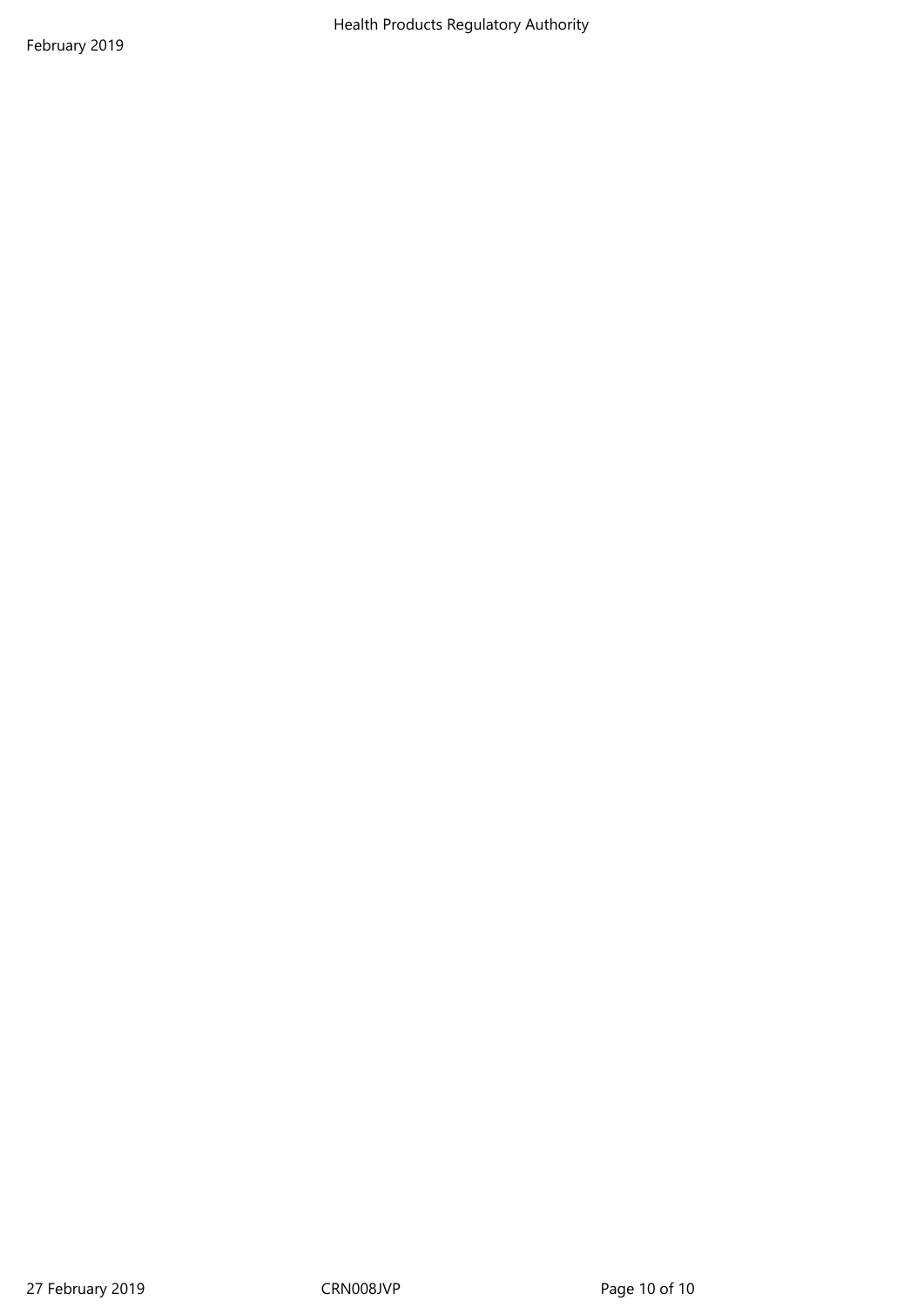February 2019